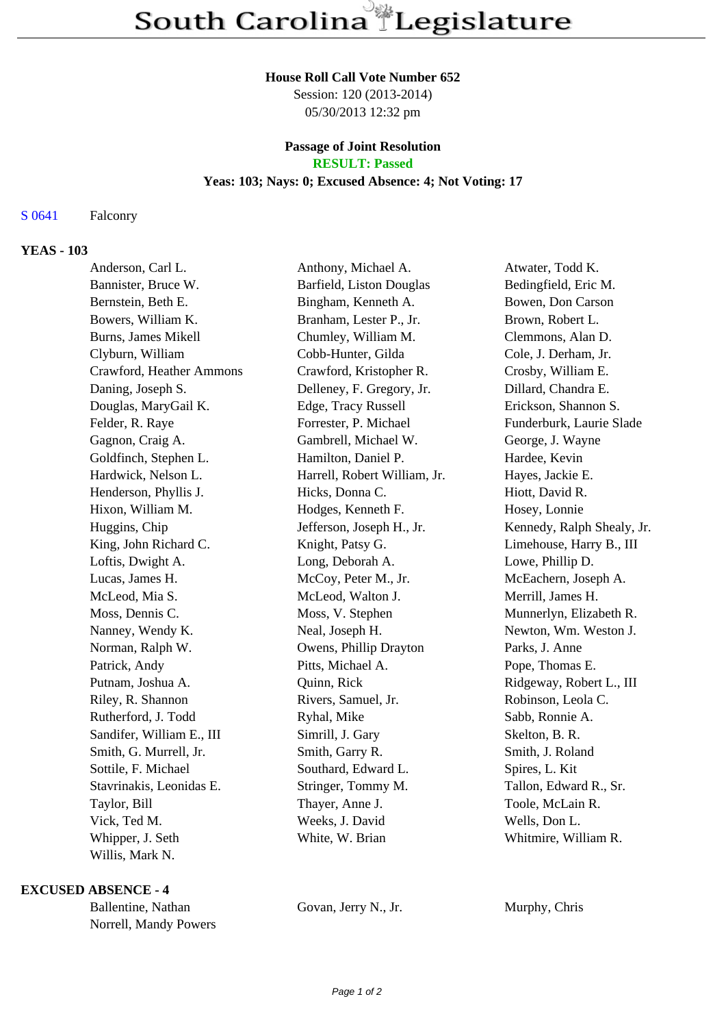# South Carolina Legislature

**House Roll Call Vote Number 652**
Session: 120 (2013-2014)
05/30/2013 12:32 pm

**Passage of Joint Resolution**
**RESULT: Passed**
**Yeas: 103; Nays: 0; Excused Absence: 4; Not Voting: 17**

S 0641 Falconry

**YEAS - 103**

| | | |
|---|---|---|
| Anderson, Carl L. | Anthony, Michael A. | Atwater, Todd K. |
| Bannister, Bruce W. | Barfield, Liston Douglas | Bedingfield, Eric M. |
| Bernstein, Beth E. | Bingham, Kenneth A. | Bowen, Don Carson |
| Bowers, William K. | Branham, Lester P., Jr. | Brown, Robert L. |
| Burns, James Mikell | Chumley, William M. | Clemmons, Alan D. |
| Clyburn, William | Cobb-Hunter, Gilda | Cole, J. Derham, Jr. |
| Crawford, Heather Ammons | Crawford, Kristopher R. | Crosby, William E. |
| Daning, Joseph S. | Delleney, F. Gregory, Jr. | Dillard, Chandra E. |
| Douglas, MaryGail K. | Edge, Tracy Russell | Erickson, Shannon S. |
| Felder, R. Raye | Forrester, P. Michael | Funderburk, Laurie Slade |
| Gagnon, Craig A. | Gambrell, Michael W. | George, J. Wayne |
| Goldfinch, Stephen L. | Hamilton, Daniel P. | Hardee, Kevin |
| Hardwick, Nelson L. | Harrell, Robert William, Jr. | Hayes, Jackie E. |
| Henderson, Phyllis J. | Hicks, Donna C. | Hiott, David R. |
| Hixon, William M. | Hodges, Kenneth F. | Hosey, Lonnie |
| Huggins, Chip | Jefferson, Joseph H., Jr. | Kennedy, Ralph Shealy, Jr. |
| King, John Richard C. | Knight, Patsy G. | Limehouse, Harry B., III |
| Loftis, Dwight A. | Long, Deborah A. | Lowe, Phillip D. |
| Lucas, James H. | McCoy, Peter M., Jr. | McEachern, Joseph A. |
| McLeod, Mia S. | McLeod, Walton J. | Merrill, James H. |
| Moss, Dennis C. | Moss, V. Stephen | Munnerlyn, Elizabeth R. |
| Nanney, Wendy K. | Neal, Joseph H. | Newton, Wm. Weston J. |
| Norman, Ralph W. | Owens, Phillip Drayton | Parks, J. Anne |
| Patrick, Andy | Pitts, Michael A. | Pope, Thomas E. |
| Putnam, Joshua A. | Quinn, Rick | Ridgeway, Robert L., III |
| Riley, R. Shannon | Rivers, Samuel, Jr. | Robinson, Leola C. |
| Rutherford, J. Todd | Ryhal, Mike | Sabb, Ronnie A. |
| Sandifer, William E., III | Simrill, J. Gary | Skelton, B. R. |
| Smith, G. Murrell, Jr. | Smith, Garry R. | Smith, J. Roland |
| Sottile, F. Michael | Southard, Edward L. | Spires, L. Kit |
| Stavrinakis, Leonidas E. | Stringer, Tommy M. | Tallon, Edward R., Sr. |
| Taylor, Bill | Thayer, Anne J. | Toole, McLain R. |
| Vick, Ted M. | Weeks, J. David | Wells, Don L. |
| Whipper, J. Seth | White, W. Brian | Whitmire, William R. |
| Willis, Mark N. | | |

**EXCUSED ABSENCE - 4**

| | | |
|---|---|---|
| Ballentine, Nathan | Govan, Jerry N., Jr. | Murphy, Chris |
| Norrell, Mandy Powers | | |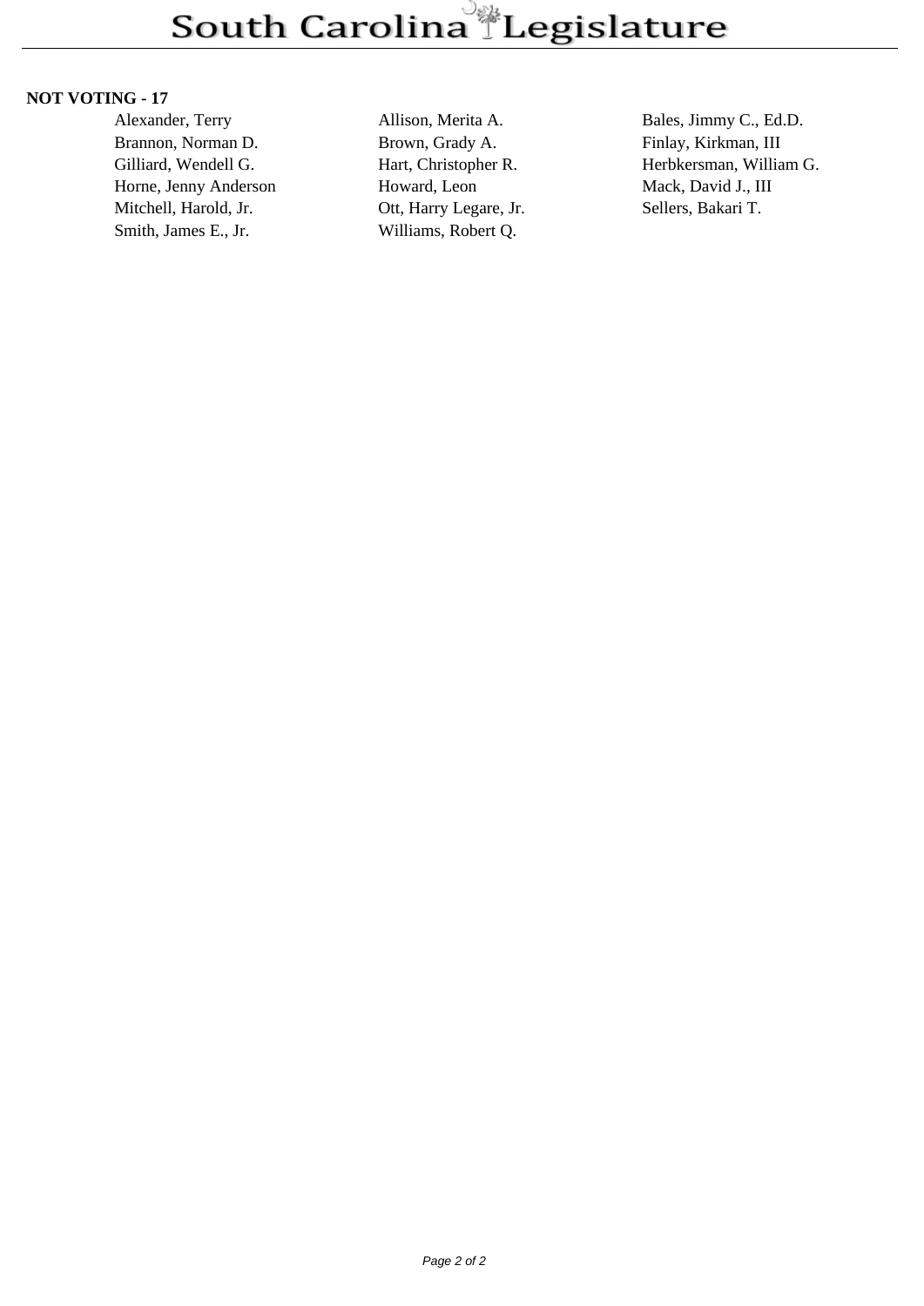**NOT VOTING - 17**

| | | |
|---|---|---|
| Alexander, Terry | Allison, Merita A. | Bales, Jimmy C., Ed.D. |
| Brannon, Norman D. | Brown, Grady A. | Finlay, Kirkman, III |
| Gilliard, Wendell G. | Hart, Christopher R. | Herbkersman, William G. |
| Horne, Jenny Anderson | Howard, Leon | Mack, David J., III |
| Mitchell, Harold, Jr. | Ott, Harry Legare, Jr. | Sellers, Bakari T. |
| Smith, James E., Jr. | Williams, Robert Q. | |